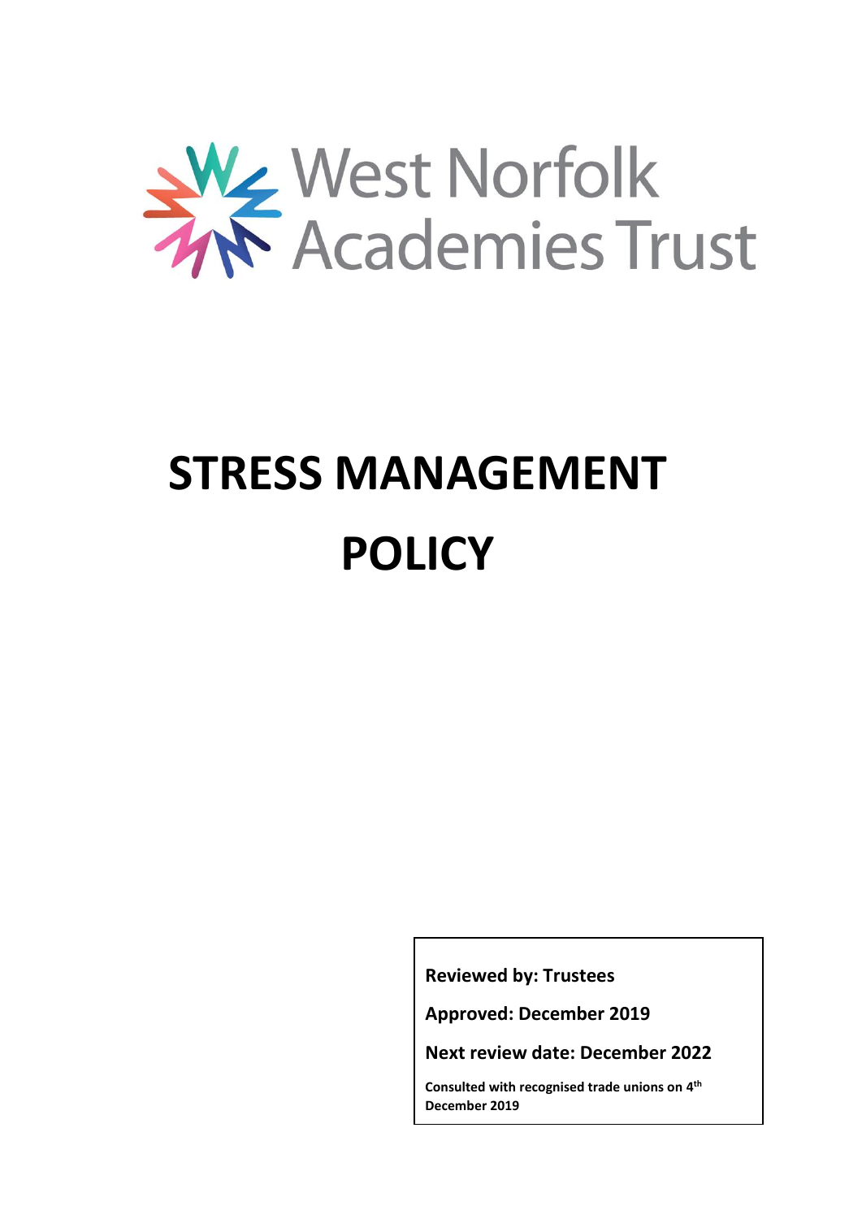West Norfolk Academies Trust

# STRESS MANAGEMENT POLICY

**Reviewed by: Trustees**

**Approved: December 2019**

**Next review date: December 2022**

**Consulted with recognised trade unions on 4th December 2019**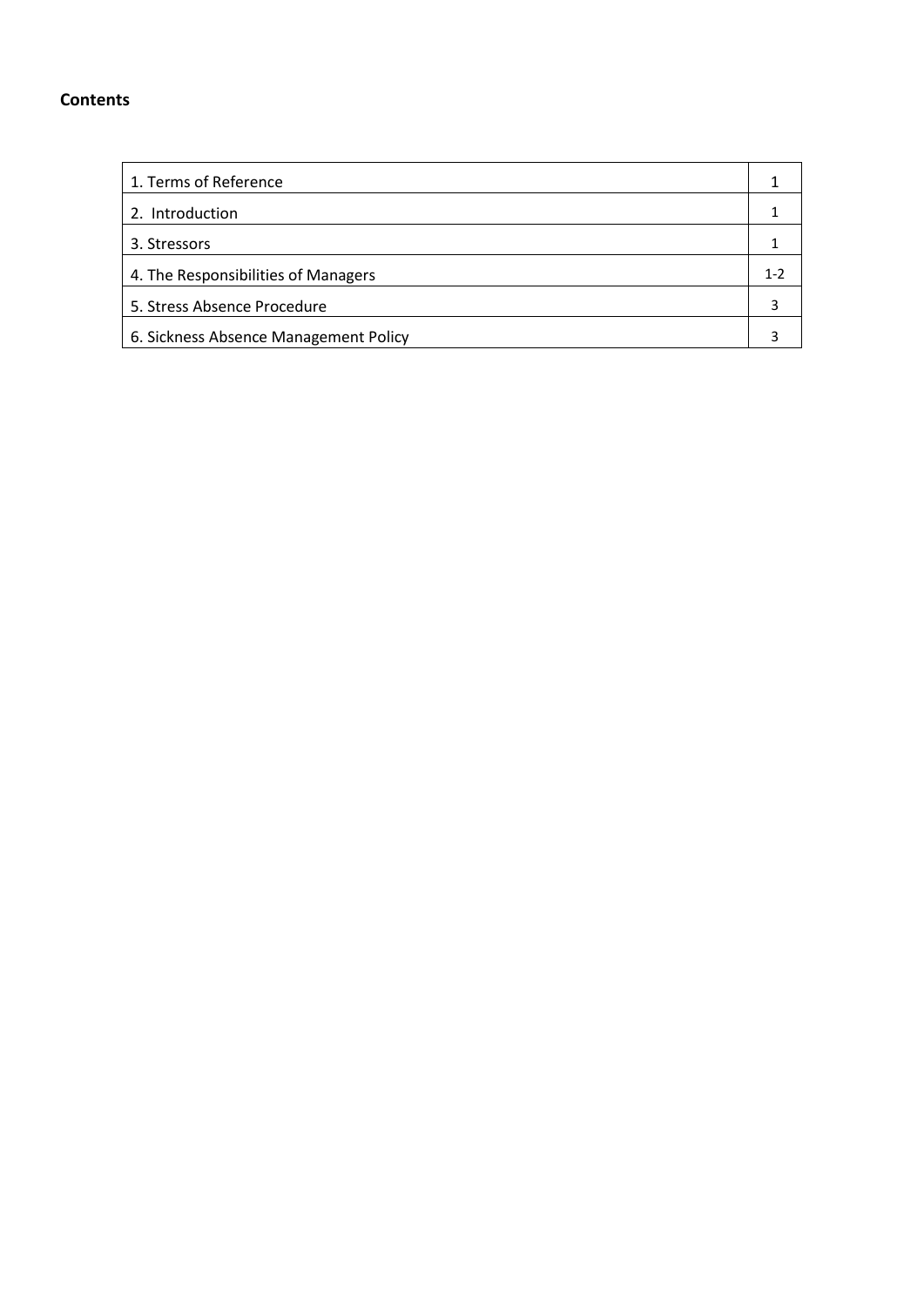**Contents**

| | |
|---|---|
| 1. Terms of Reference | 1 |
| 2. Introduction | 1 |
| 3. Stressors | 1 |
| 4. The Responsibilities of Managers | 1-2 |
| 5. Stress Absence Procedure | 3 |
| 6. Sickness Absence Management Policy | 3 |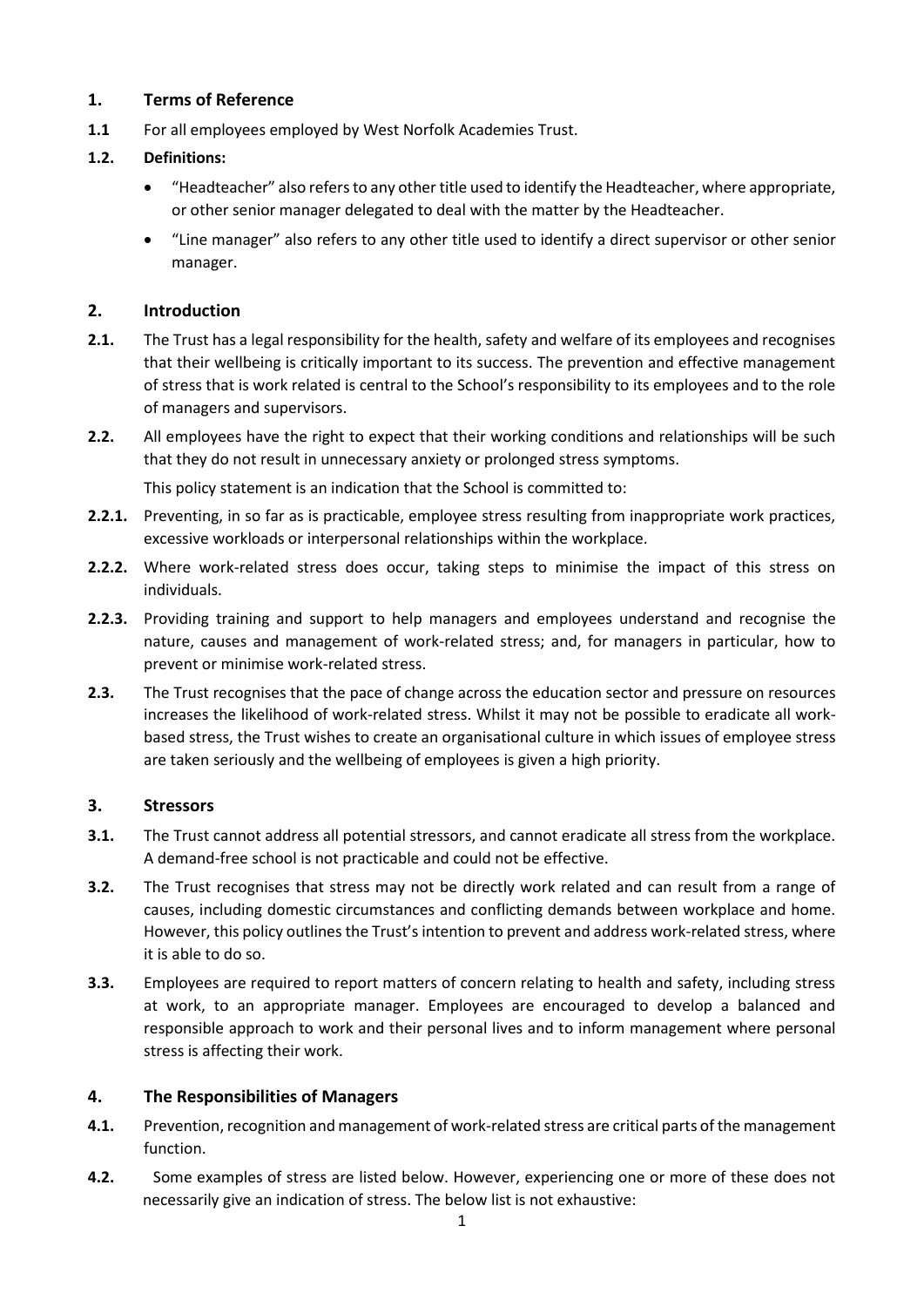## 1. Terms of Reference

**1.1** For all employees employed by West Norfolk Academies Trust.

**1.2. Definitions:**

- "Headteacher" also refers to any other title used to identify the Headteacher, where appropriate, or other senior manager delegated to deal with the matter by the Headteacher.
- "Line manager" also refers to any other title used to identify a direct supervisor or other senior manager.

## 2. Introduction

**2.1.** The Trust has a legal responsibility for the health, safety and welfare of its employees and recognises that their wellbeing is critically important to its success. The prevention and effective management of stress that is work related is central to the School's responsibility to its employees and to the role of managers and supervisors.

**2.2.** All employees have the right to expect that their working conditions and relationships will be such that they do not result in unnecessary anxiety or prolonged stress symptoms.

This policy statement is an indication that the School is committed to:

**2.2.1.** Preventing, in so far as is practicable, employee stress resulting from inappropriate work practices, excessive workloads or interpersonal relationships within the workplace.

**2.2.2.** Where work-related stress does occur, taking steps to minimise the impact of this stress on individuals.

**2.2.3.** Providing training and support to help managers and employees understand and recognise the nature, causes and management of work-related stress; and, for managers in particular, how to prevent or minimise work-related stress.

**2.3.** The Trust recognises that the pace of change across the education sector and pressure on resources increases the likelihood of work-related stress. Whilst it may not be possible to eradicate all work-based stress, the Trust wishes to create an organisational culture in which issues of employee stress are taken seriously and the wellbeing of employees is given a high priority.

## 3. Stressors

**3.1.** The Trust cannot address all potential stressors, and cannot eradicate all stress from the workplace. A demand-free school is not practicable and could not be effective.

**3.2.** The Trust recognises that stress may not be directly work related and can result from a range of causes, including domestic circumstances and conflicting demands between workplace and home. However, this policy outlines the Trust's intention to prevent and address work-related stress, where it is able to do so.

**3.3.** Employees are required to report matters of concern relating to health and safety, including stress at work, to an appropriate manager. Employees are encouraged to develop a balanced and responsible approach to work and their personal lives and to inform management where personal stress is affecting their work.

## 4. The Responsibilities of Managers

**4.1.** Prevention, recognition and management of work-related stress are critical parts of the management function.

**4.2.** Some examples of stress are listed below. However, experiencing one or more of these does not necessarily give an indication of stress. The below list is not exhaustive: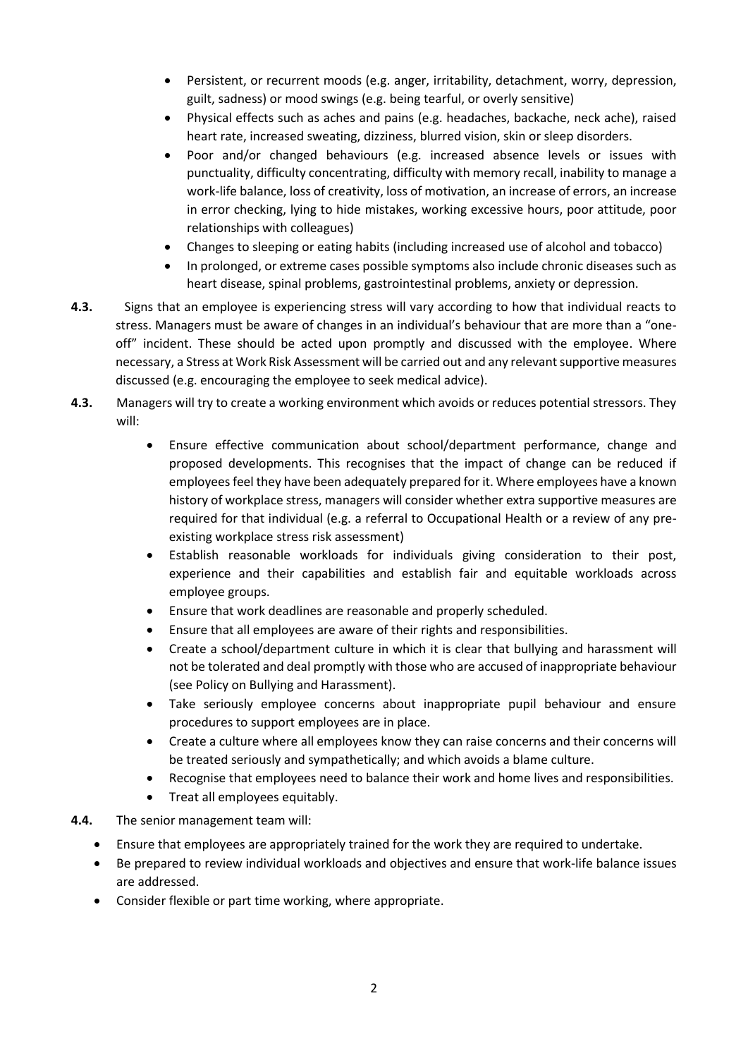- Persistent, or recurrent moods (e.g. anger, irritability, detachment, worry, depression, guilt, sadness) or mood swings (e.g. being tearful, or overly sensitive)
- Physical effects such as aches and pains (e.g. headaches, backache, neck ache), raised heart rate, increased sweating, dizziness, blurred vision, skin or sleep disorders.
- Poor and/or changed behaviours (e.g. increased absence levels or issues with punctuality, difficulty concentrating, difficulty with memory recall, inability to manage a work-life balance, loss of creativity, loss of motivation, an increase of errors, an increase in error checking, lying to hide mistakes, working excessive hours, poor attitude, poor relationships with colleagues)
- Changes to sleeping or eating habits (including increased use of alcohol and tobacco)
- In prolonged, or extreme cases possible symptoms also include chronic diseases such as heart disease, spinal problems, gastrointestinal problems, anxiety or depression.

**4.3.** Signs that an employee is experiencing stress will vary according to how that individual reacts to stress. Managers must be aware of changes in an individual's behaviour that are more than a "one-off" incident. These should be acted upon promptly and discussed with the employee. Where necessary, a Stress at Work Risk Assessment will be carried out and any relevant supportive measures discussed (e.g. encouraging the employee to seek medical advice).

**4.3.** Managers will try to create a working environment which avoids or reduces potential stressors. They will:

- Ensure effective communication about school/department performance, change and proposed developments. This recognises that the impact of change can be reduced if employees feel they have been adequately prepared for it. Where employees have a known history of workplace stress, managers will consider whether extra supportive measures are required for that individual (e.g. a referral to Occupational Health or a review of any pre-existing workplace stress risk assessment)
- Establish reasonable workloads for individuals giving consideration to their post, experience and their capabilities and establish fair and equitable workloads across employee groups.
- Ensure that work deadlines are reasonable and properly scheduled.
- Ensure that all employees are aware of their rights and responsibilities.
- Create a school/department culture in which it is clear that bullying and harassment will not be tolerated and deal promptly with those who are accused of inappropriate behaviour (see Policy on Bullying and Harassment).
- Take seriously employee concerns about inappropriate pupil behaviour and ensure procedures to support employees are in place.
- Create a culture where all employees know they can raise concerns and their concerns will be treated seriously and sympathetically; and which avoids a blame culture.
- Recognise that employees need to balance their work and home lives and responsibilities.
- Treat all employees equitably.

**4.4.** The senior management team will:

- Ensure that employees are appropriately trained for the work they are required to undertake.
- Be prepared to review individual workloads and objectives and ensure that work-life balance issues are addressed.
- Consider flexible or part time working, where appropriate.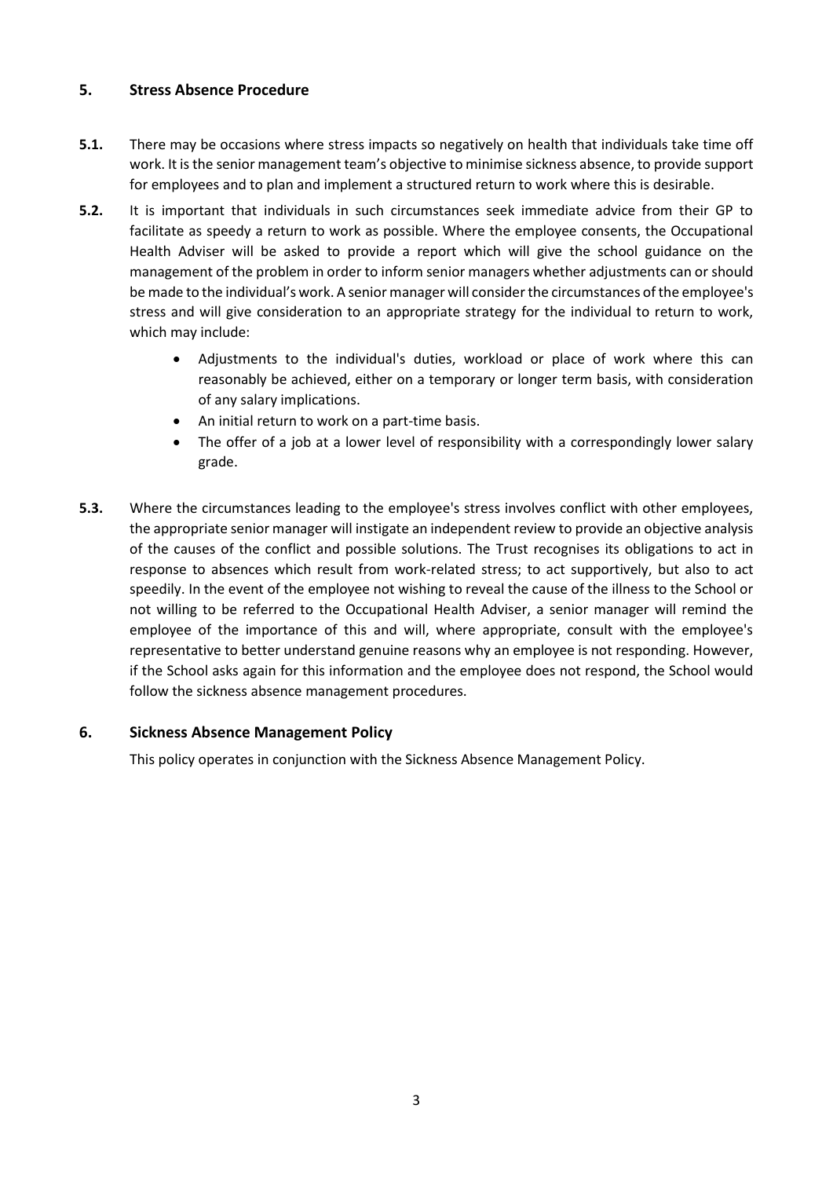## 5. Stress Absence Procedure

**5.1.** There may be occasions where stress impacts so negatively on health that individuals take time off work. It is the senior management team's objective to minimise sickness absence, to provide support for employees and to plan and implement a structured return to work where this is desirable.

**5.2.** It is important that individuals in such circumstances seek immediate advice from their GP to facilitate as speedy a return to work as possible. Where the employee consents, the Occupational Health Adviser will be asked to provide a report which will give the school guidance on the management of the problem in order to inform senior managers whether adjustments can or should be made to the individual's work. A senior manager will consider the circumstances of the employee's stress and will give consideration to an appropriate strategy for the individual to return to work, which may include:

- Adjustments to the individual's duties, workload or place of work where this can reasonably be achieved, either on a temporary or longer term basis, with consideration of any salary implications.
- An initial return to work on a part-time basis.
- The offer of a job at a lower level of responsibility with a correspondingly lower salary grade.

**5.3.** Where the circumstances leading to the employee's stress involves conflict with other employees, the appropriate senior manager will instigate an independent review to provide an objective analysis of the causes of the conflict and possible solutions. The Trust recognises its obligations to act in response to absences which result from work-related stress; to act supportively, but also to act speedily. In the event of the employee not wishing to reveal the cause of the illness to the School or not willing to be referred to the Occupational Health Adviser, a senior manager will remind the employee of the importance of this and will, where appropriate, consult with the employee's representative to better understand genuine reasons why an employee is not responding. However, if the School asks again for this information and the employee does not respond, the School would follow the sickness absence management procedures.

## 6. Sickness Absence Management Policy

This policy operates in conjunction with the Sickness Absence Management Policy.